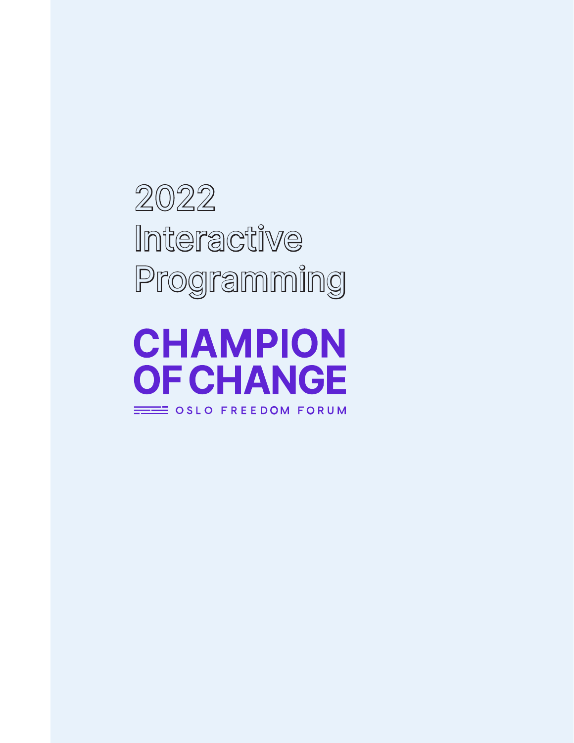# 2022 Interactive Programming

## CHAMPION OF CHANGE

OSLO FREEDOM FORUM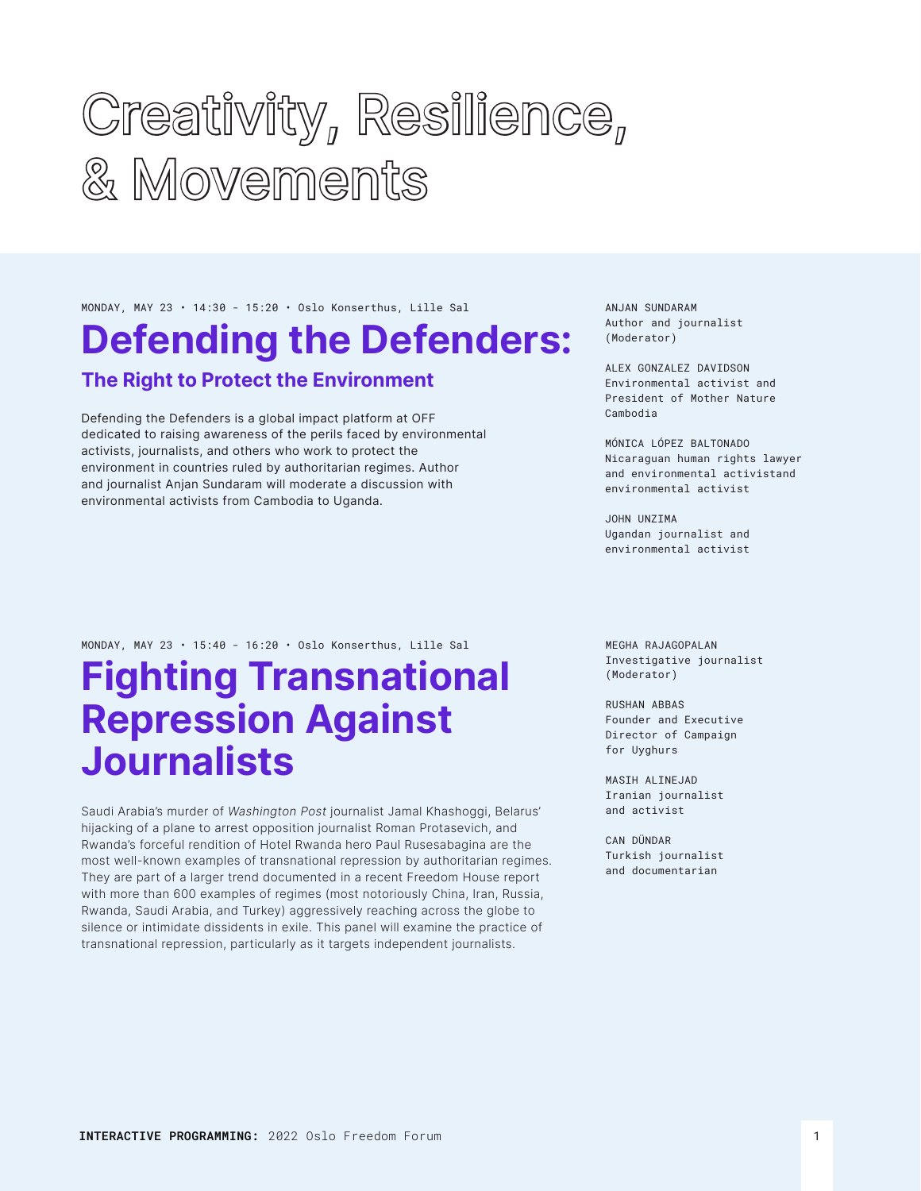# Creativity, Resilience, & Movements

MONDAY, MAY 23 • 14:30 - 15:20 • Oslo Konserthus, Lille Sal

## Defending the Defenders:

### The Right to Protect the Environment

Defending the Defenders is a global impact platform at OFF dedicated to raising awareness of the perils faced by environmental activists, journalists, and others who work to protect the environment in countries ruled by authoritarian regimes. Author and journalist Anjan Sundaram will moderate a discussion with environmental activists from Cambodia to Uganda.

ANJAN SUNDARAM
Author and journalist
(Moderator)

ALEX GONZALEZ DAVIDSON
Environmental activist and President of Mother Nature Cambodia

MÓNICA LÓPEZ BALTONADO
Nicaraguan human rights lawyer and environmental activistand environmental activist

JOHN UNZIMA
Ugandan journalist and environmental activist

MONDAY, MAY 23 • 15:40 - 16:20 • Oslo Konserthus, Lille Sal

## Fighting Transnational Repression Against Journalists

Saudi Arabia's murder of *Washington Post* journalist Jamal Khashoggi, Belarus' hijacking of a plane to arrest opposition journalist Roman Protasevich, and Rwanda's forceful rendition of Hotel Rwanda hero Paul Rusesabagina are the most well-known examples of transnational repression by authoritarian regimes. They are part of a larger trend documented in a recent Freedom House report with more than 600 examples of regimes (most notoriously China, Iran, Russia, Rwanda, Saudi Arabia, and Turkey) aggressively reaching across the globe to silence or intimidate dissidents in exile. This panel will examine the practice of transnational repression, particularly as it targets independent journalists.

MEGHA RAJAGOPALAN
Investigative journalist
(Moderator)

RUSHAN ABBAS
Founder and Executive Director of Campaign for Uyghurs

MASIH ALINEJAD
Iranian journalist and activist

CAN DÜNDAR
Turkish journalist and documentarian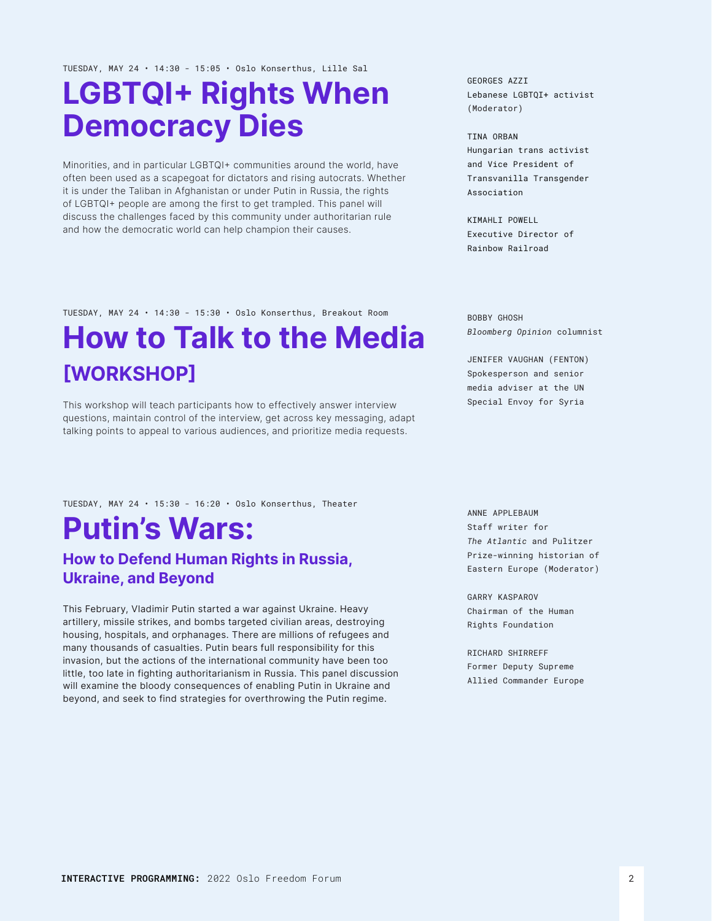TUESDAY, MAY 24 • 14:30 - 15:05 • Oslo Konserthus, Lille Sal

# LGBTQI+ Rights When Democracy Dies

Minorities, and in particular LGBTQI+ communities around the world, have often been used as a scapegoat for dictators and rising autocrats. Whether it is under the Taliban in Afghanistan or under Putin in Russia, the rights of LGBTQI+ people are among the first to get trampled. This panel will discuss the challenges faced by this community under authoritarian rule and how the democratic world can help champion their causes.

GEORGES AZZI
Lebanese LGBTQI+ activist (Moderator)

TINA ORBAN
Hungarian trans activist and Vice President of Transvanilla Transgender Association

KIMAHLI POWELL
Executive Director of Rainbow Railroad

TUESDAY, MAY 24 • 14:30 - 15:30 • Oslo Konserthus, Breakout Room

# How to Talk to the Media

## [WORKSHOP]

This workshop will teach participants how to effectively answer interview questions, maintain control of the interview, get across key messaging, adapt talking points to appeal to various audiences, and prioritize media requests.

BOBBY GHOSH
*Bloomberg Opinion* columnist

JENIFER VAUGHAN (FENTON)
Spokesperson and senior media adviser at the UN Special Envoy for Syria

TUESDAY, MAY 24 • 15:30 - 16:20 • Oslo Konserthus, Theater

# Putin's Wars:

## How to Defend Human Rights in Russia, Ukraine, and Beyond

This February, Vladimir Putin started a war against Ukraine. Heavy artillery, missile strikes, and bombs targeted civilian areas, destroying housing, hospitals, and orphanages. There are millions of refugees and many thousands of casualties. Putin bears full responsibility for this invasion, but the actions of the international community have been too little, too late in fighting authoritarianism in Russia. This panel discussion will examine the bloody consequences of enabling Putin in Ukraine and beyond, and seek to find strategies for overthrowing the Putin regime.

ANNE APPLEBAUM
Staff writer for *The Atlantic* and Pulitzer Prize-winning historian of Eastern Europe (Moderator)

GARRY KASPAROV
Chairman of the Human Rights Foundation

RICHARD SHIRREFF
Former Deputy Supreme Allied Commander Europe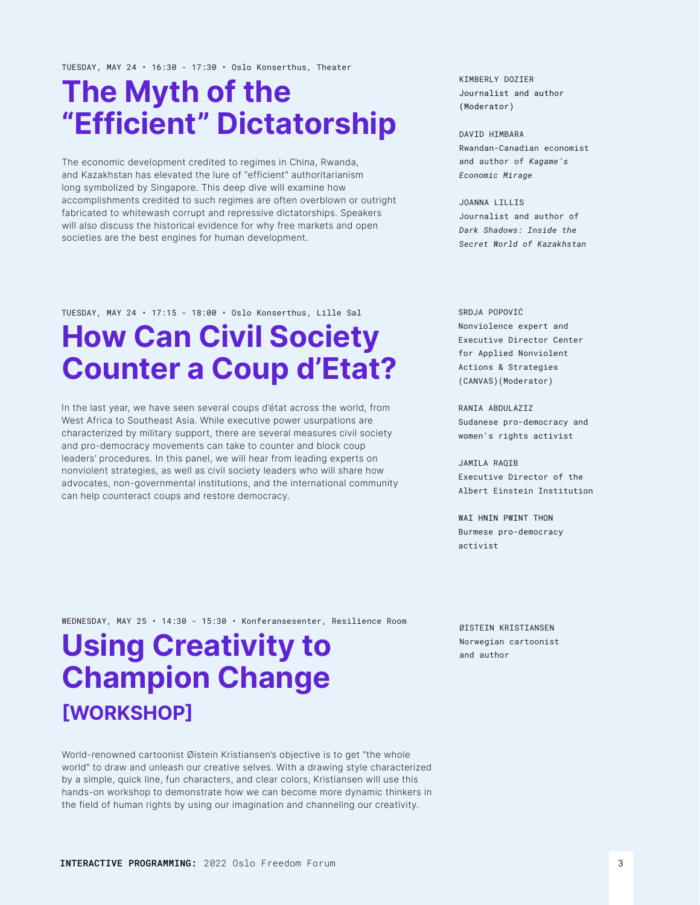TUESDAY, MAY 24 • 16:30 – 17:30 • Oslo Konserthus, Theater

# The Myth of the "Efficient" Dictatorship

The economic development credited to regimes in China, Rwanda, and Kazakhstan has elevated the lure of "efficient" authoritarianism long symbolized by Singapore. This deep dive will examine how accomplishments credited to such regimes are often overblown or outright fabricated to whitewash corrupt and repressive dictatorships. Speakers will also discuss the historical evidence for why free markets and open societies are the best engines for human development.

KIMBERLY DOZIER
Journalist and author (Moderator)

DAVID HIMBARA
Rwandan-Canadian economist and author of *Kagame's Economic Mirage*

JOANNA LILLIS
Journalist and author of *Dark Shadows: Inside the Secret World of Kazakhstan*

TUESDAY, MAY 24 • 17:15 – 18:00 • Oslo Konserthus, Lille Sal

# How Can Civil Society Counter a Coup d'Etat?

In the last year, we have seen several coups d'état across the world, from West Africa to Southeast Asia. While executive power usurpations are characterized by military support, there are several measures civil society and pro-democracy movements can take to counter and block coup leaders' procedures. In this panel, we will hear from leading experts on nonviolent strategies, as well as civil society leaders who will share how advocates, non-governmental institutions, and the international community can help counteract coups and restore democracy.

SRDJA POPOVIĆ
Nonviolence expert and Executive Director Center for Applied Nonviolent Actions & Strategies (CANVAS)(Moderator)

RANIA ABDULAZIZ
Sudanese pro-democracy and women's rights activist

JAMILA RAQIB
Executive Director of the Albert Einstein Institution

WAI HNIN PWINT THON
Burmese pro-democracy activist

WEDNESDAY, MAY 25 • 14:30 – 15:30 • Konferansesenter, Resilience Room

# Using Creativity to Champion Change [WORKSHOP]

World-renowned cartoonist Øistein Kristiansen's objective is to get "the whole world" to draw and unleash our creative selves. With a drawing style characterized by a simple, quick line, fun characters, and clear colors, Kristiansen will use this hands-on workshop to demonstrate how we can become more dynamic thinkers in the field of human rights by using our imagination and channeling our creativity.

ØISTEIN KRISTIANSEN
Norwegian cartoonist and author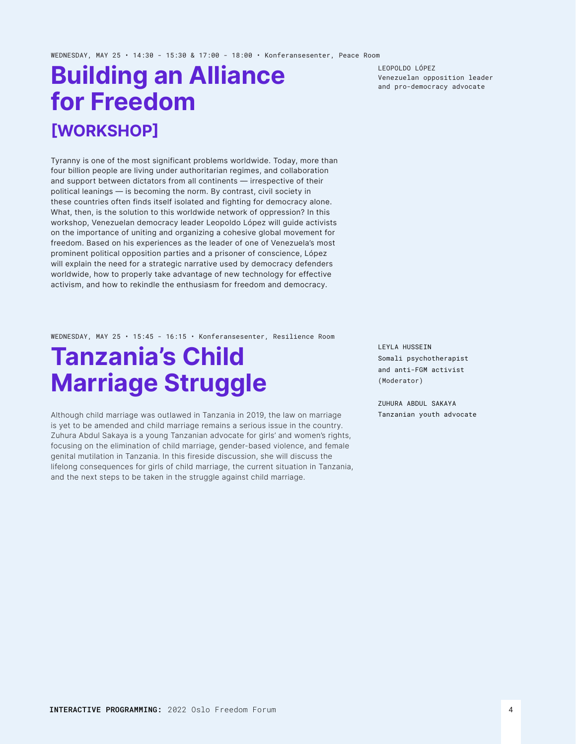WEDNESDAY, MAY 25 • 14:30 - 15:30 & 17:00 - 18:00 • Konferansesenter, Peace Room

# Building an Alliance for Freedom

## [WORKSHOP]

LEOPOLDO LÓPEZ
Venezuelan opposition leader and pro-democracy advocate

Tyranny is one of the most significant problems worldwide. Today, more than four billion people are living under authoritarian regimes, and collaboration and support between dictators from all continents — irrespective of their political leanings — is becoming the norm. By contrast, civil society in these countries often finds itself isolated and fighting for democracy alone. What, then, is the solution to this worldwide network of oppression? In this workshop, Venezuelan democracy leader Leopoldo López will guide activists on the importance of uniting and organizing a cohesive global movement for freedom. Based on his experiences as the leader of one of Venezuela's most prominent political opposition parties and a prisoner of conscience, López will explain the need for a strategic narrative used by democracy defenders worldwide, how to properly take advantage of new technology for effective activism, and how to rekindle the enthusiasm for freedom and democracy.

WEDNESDAY, MAY 25 • 15:45 - 16:15 • Konferansesenter, Resilience Room

# Tanzania's Child Marriage Struggle

LEYLA HUSSEIN
Somali psychotherapist and anti-FGM activist (Moderator)

ZUHURA ABDUL SAKAYA
Tanzanian youth advocate

Although child marriage was outlawed in Tanzania in 2019, the law on marriage is yet to be amended and child marriage remains a serious issue in the country. Zuhura Abdul Sakaya is a young Tanzanian advocate for girls' and women's rights, focusing on the elimination of child marriage, gender-based violence, and female genital mutilation in Tanzania. In this fireside discussion, she will discuss the lifelong consequences for girls of child marriage, the current situation in Tanzania, and the next steps to be taken in the struggle against child marriage.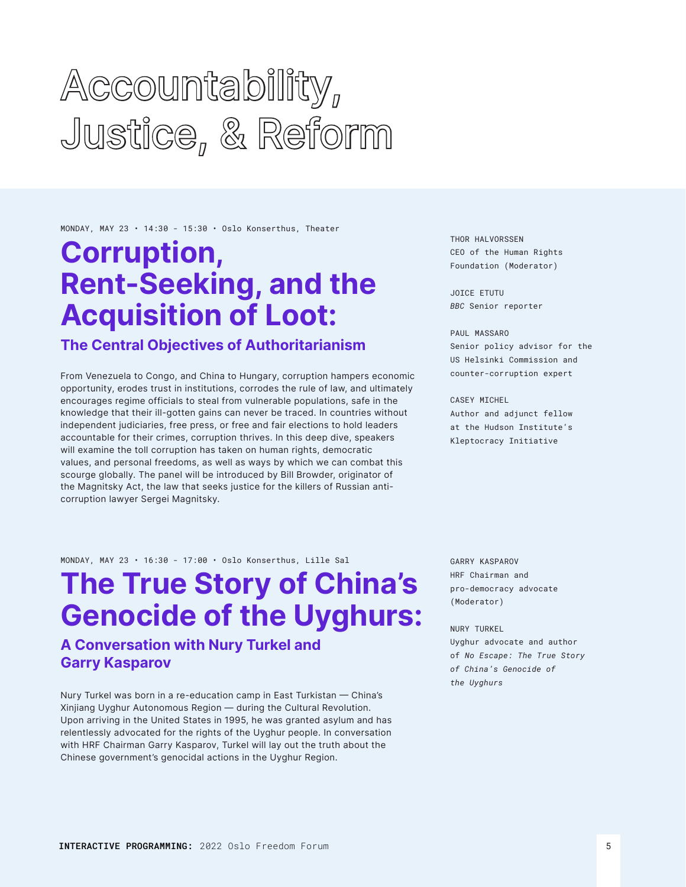# Accountability, Justice, & Reform

MONDAY, MAY 23 • 14:30 - 15:30 • Oslo Konserthus, Theater

## Corruption, Rent-Seeking, and the Acquisition of Loot:

### The Central Objectives of Authoritarianism

From Venezuela to Congo, and China to Hungary, corruption hampers economic opportunity, erodes trust in institutions, corrodes the rule of law, and ultimately encourages regime officials to steal from vulnerable populations, safe in the knowledge that their ill-gotten gains can never be traced. In countries without independent judiciaries, free press, or free and fair elections to hold leaders accountable for their crimes, corruption thrives. In this deep dive, speakers will examine the toll corruption has taken on human rights, democratic values, and personal freedoms, as well as ways by which we can combat this scourge globally. The panel will be introduced by Bill Browder, originator of the Magnitsky Act, the law that seeks justice for the killers of Russian anti-corruption lawyer Sergei Magnitsky.

THOR HALVORSSEN
CEO of the Human Rights Foundation (Moderator)

JOICE ETUTU
*BBC* Senior reporter

PAUL MASSARO
Senior policy advisor for the US Helsinki Commission and counter-corruption expert

CASEY MICHEL
Author and adjunct fellow at the Hudson Institute's Kleptocracy Initiative

MONDAY, MAY 23 • 16:30 - 17:00 • Oslo Konserthus, Lille Sal

## The True Story of China's Genocide of the Uyghurs:

### A Conversation with Nury Turkel and Garry Kasparov

Nury Turkel was born in a re-education camp in East Turkistan — China's Xinjiang Uyghur Autonomous Region — during the Cultural Revolution. Upon arriving in the United States in 1995, he was granted asylum and has relentlessly advocated for the rights of the Uyghur people. In conversation with HRF Chairman Garry Kasparov, Turkel will lay out the truth about the Chinese government's genocidal actions in the Uyghur Region.

GARRY KASPAROV
HRF Chairman and pro-democracy advocate (Moderator)

NURY TURKEL
Uyghur advocate and author of *No Escape: The True Story of China's Genocide of the Uyghurs*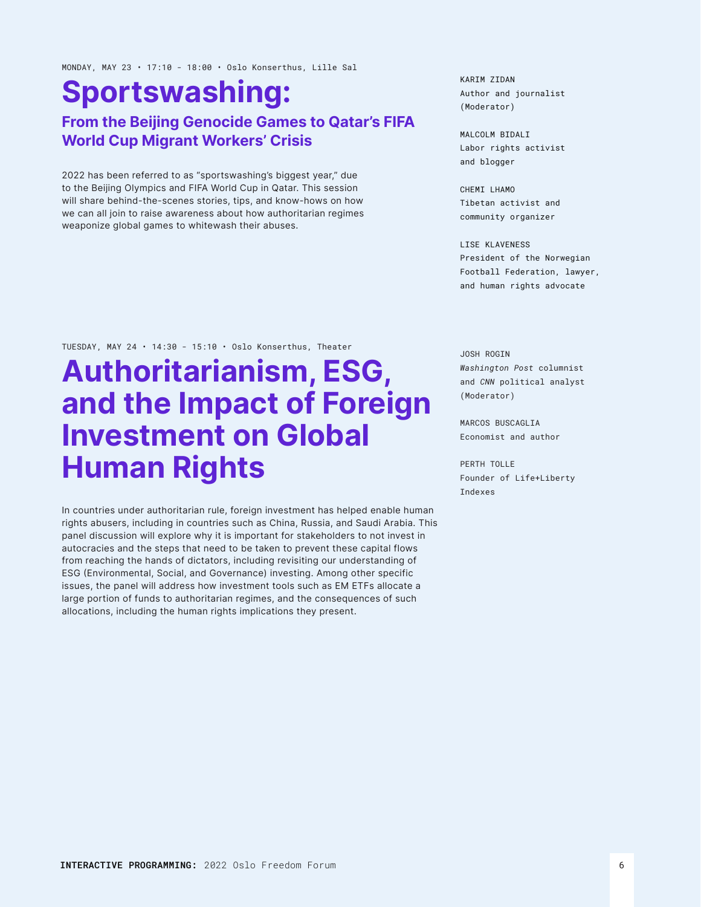MONDAY, MAY 23 • 17:10 - 18:00 • Oslo Konserthus, Lille Sal

# Sportswashing:

## From the Beijing Genocide Games to Qatar's FIFA World Cup Migrant Workers' Crisis

2022 has been referred to as "sportswashing's biggest year," due to the Beijing Olympics and FIFA World Cup in Qatar. This session will share behind-the-scenes stories, tips, and know-hows on how we can all join to raise awareness about how authoritarian regimes weaponize global games to whitewash their abuses.

KARIM ZIDAN
Author and journalist
(Moderator)

MALCOLM BIDALI
Labor rights activist
and blogger

CHEMI LHAMO
Tibetan activist and
community organizer

LISE KLAVENESS
President of the Norwegian
Football Federation, lawyer,
and human rights advocate

TUESDAY, MAY 24 • 14:30 - 15:10 • Oslo Konserthus, Theater

# Authoritarianism, ESG, and the Impact of Foreign Investment on Global Human Rights

In countries under authoritarian rule, foreign investment has helped enable human rights abusers, including in countries such as China, Russia, and Saudi Arabia. This panel discussion will explore why it is important for stakeholders to not invest in autocracies and the steps that need to be taken to prevent these capital flows from reaching the hands of dictators, including revisiting our understanding of ESG (Environmental, Social, and Governance) investing. Among other specific issues, the panel will address how investment tools such as EM ETFs allocate a large portion of funds to authoritarian regimes, and the consequences of such allocations, including the human rights implications they present.

JOSH ROGIN
*Washington Post* columnist
and *CNN* political analyst
(Moderator)

MARCOS BUSCAGLIA
Economist and author

PERTH TOLLE
Founder of Life+Liberty
Indexes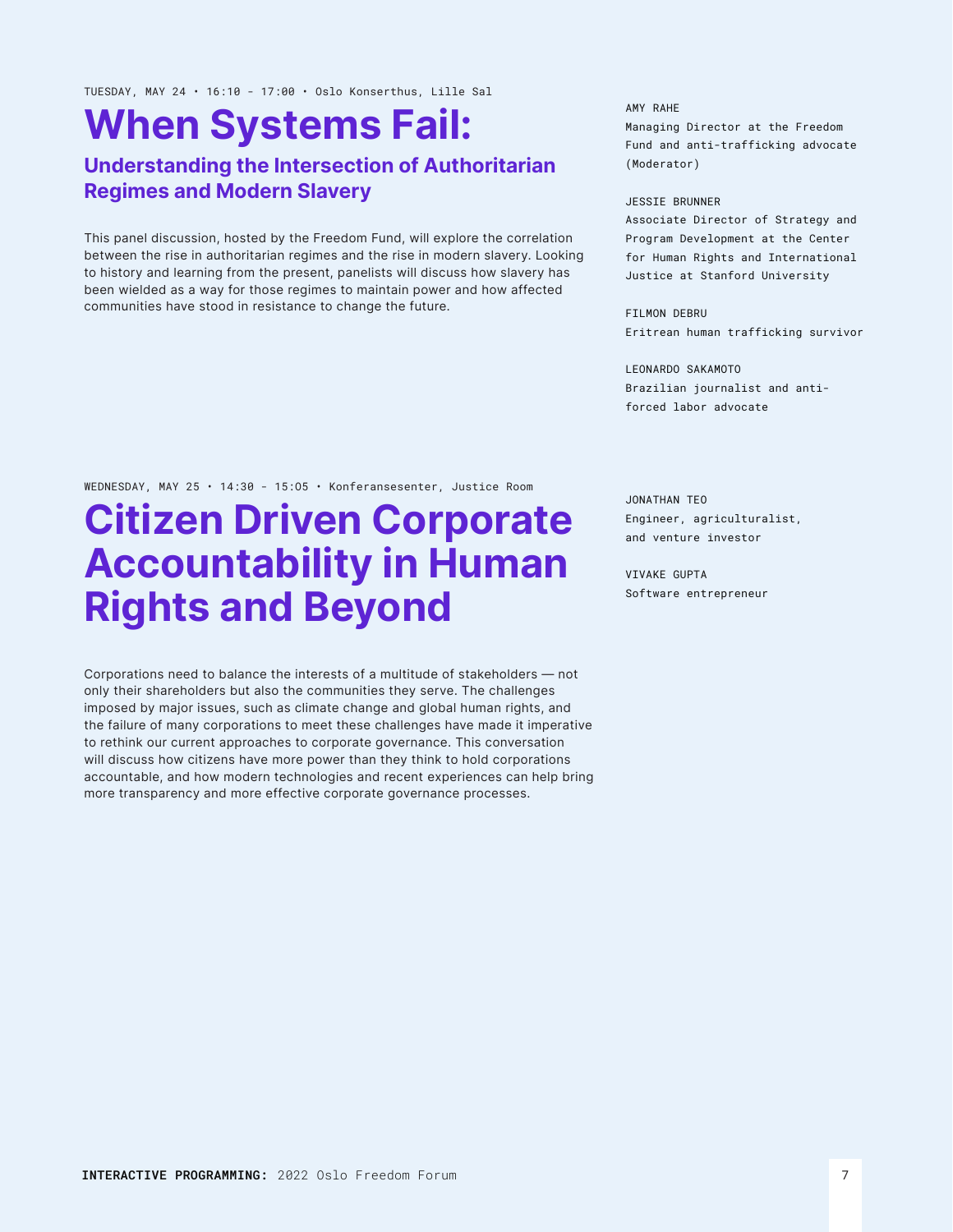TUESDAY, MAY 24 • 16:10 - 17:00 • Oslo Konserthus, Lille Sal

# When Systems Fail:

## Understanding the Intersection of Authoritarian Regimes and Modern Slavery

This panel discussion, hosted by the Freedom Fund, will explore the correlation between the rise in authoritarian regimes and the rise in modern slavery. Looking to history and learning from the present, panelists will discuss how slavery has been wielded as a way for those regimes to maintain power and how affected communities have stood in resistance to change the future.

AMY RAHE
Managing Director at the Freedom Fund and anti-trafficking advocate (Moderator)

JESSIE BRUNNER
Associate Director of Strategy and Program Development at the Center for Human Rights and International Justice at Stanford University

FILMON DEBRU
Eritrean human trafficking survivor

LEONARDO SAKAMOTO
Brazilian journalist and anti-forced labor advocate

WEDNESDAY, MAY 25 • 14:30 - 15:05 • Konferansesenter, Justice Room

# Citizen Driven Corporate Accountability in Human Rights and Beyond

Corporations need to balance the interests of a multitude of stakeholders — not only their shareholders but also the communities they serve. The challenges imposed by major issues, such as climate change and global human rights, and the failure of many corporations to meet these challenges have made it imperative to rethink our current approaches to corporate governance. This conversation will discuss how citizens have more power than they think to hold corporations accountable, and how modern technologies and recent experiences can help bring more transparency and more effective corporate governance processes.

JONATHAN TEO
Engineer, agriculturalist, and venture investor

VIVAKE GUPTA
Software entrepreneur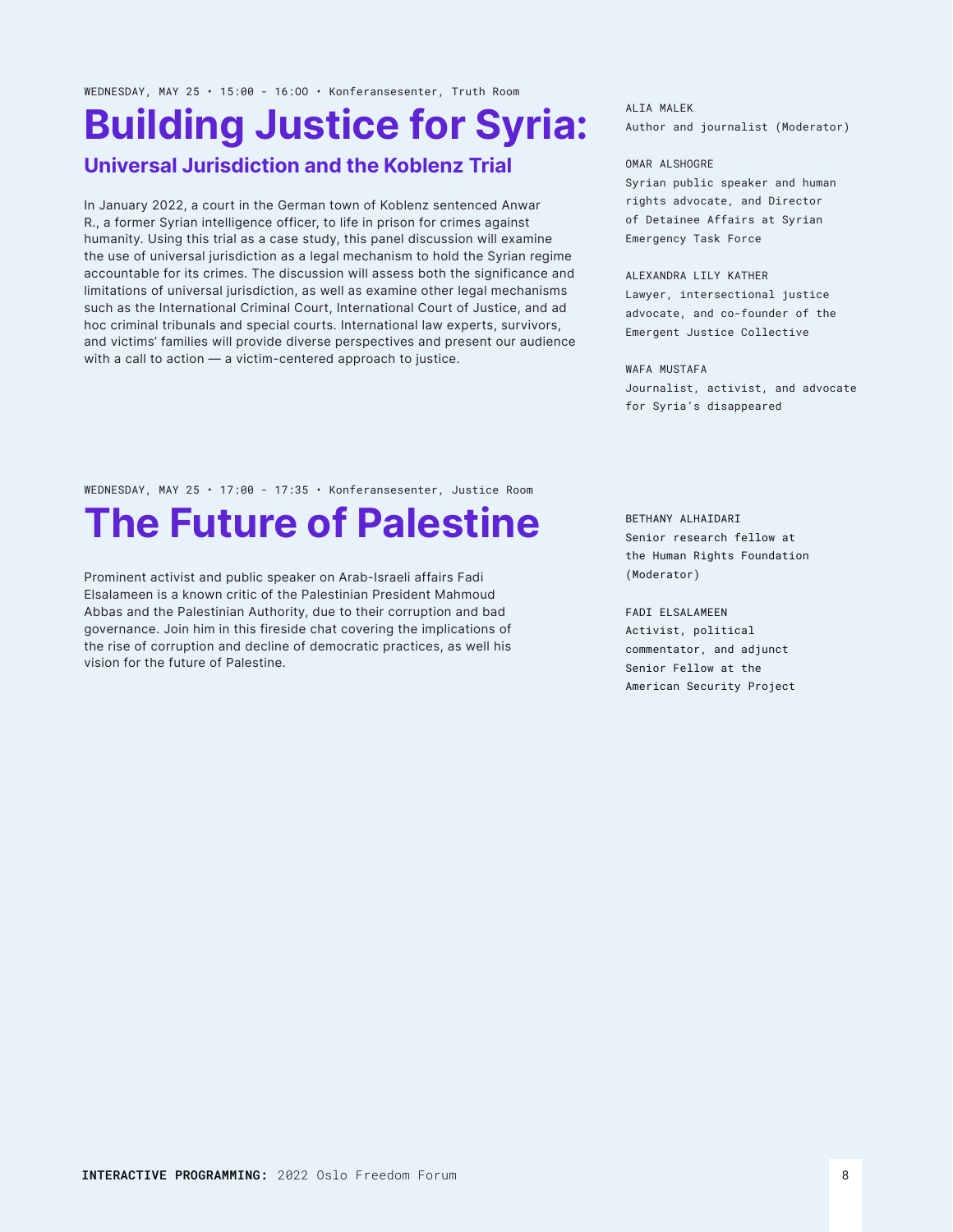WEDNESDAY, MAY 25 • 15:00 - 16:00 • Konferansesenter, Truth Room

# Building Justice for Syria:

## Universal Jurisdiction and the Koblenz Trial

In January 2022, a court in the German town of Koblenz sentenced Anwar R., a former Syrian intelligence officer, to life in prison for crimes against humanity. Using this trial as a case study, this panel discussion will examine the use of universal jurisdiction as a legal mechanism to hold the Syrian regime accountable for its crimes. The discussion will assess both the significance and limitations of universal jurisdiction, as well as examine other legal mechanisms such as the International Criminal Court, International Court of Justice, and ad hoc criminal tribunals and special courts. International law experts, survivors, and victims' families will provide diverse perspectives and present our audience with a call to action — a victim-centered approach to justice.

ALIA MALEK
Author and journalist (Moderator)

OMAR ALSHOGRE
Syrian public speaker and human rights advocate, and Director of Detainee Affairs at Syrian Emergency Task Force

ALEXANDRA LILY KATHER
Lawyer, intersectional justice advocate, and co-founder of the Emergent Justice Collective

WAFA MUSTAFA
Journalist, activist, and advocate for Syria's disappeared

WEDNESDAY, MAY 25 • 17:00 - 17:35 • Konferansesenter, Justice Room

# The Future of Palestine

Prominent activist and public speaker on Arab-Israeli affairs Fadi Elsalameen is a known critic of the Palestinian President Mahmoud Abbas and the Palestinian Authority, due to their corruption and bad governance. Join him in this fireside chat covering the implications of the rise of corruption and decline of democratic practices, as well his vision for the future of Palestine.

BETHANY ALHAIDARI
Senior research fellow at the Human Rights Foundation (Moderator)

FADI ELSALAMEEN
Activist, political commentator, and adjunct Senior Fellow at the American Security Project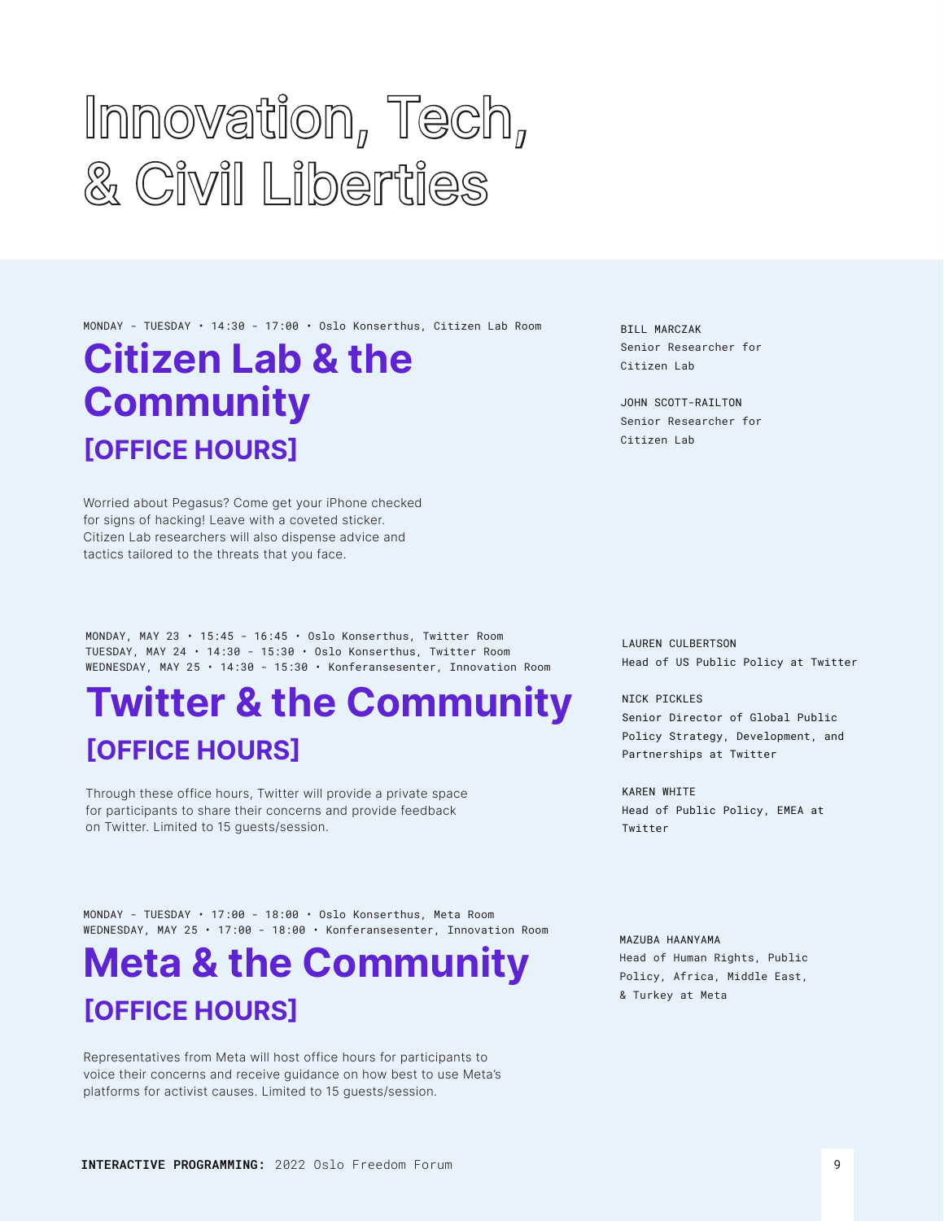# Innovation, Tech, & Civil Liberties

MONDAY - TUESDAY • 14:30 - 17:00 • Oslo Konserthus, Citizen Lab Room

## Citizen Lab & the Community

### [OFFICE HOURS]

Worried about Pegasus? Come get your iPhone checked for signs of hacking! Leave with a coveted sticker. Citizen Lab researchers will also dispense advice and tactics tailored to the threats that you face.

BILL MARCZAK
Senior Researcher for Citizen Lab

JOHN SCOTT-RAILTON
Senior Researcher for Citizen Lab

MONDAY, MAY 23 • 15:45 - 16:45 • Oslo Konserthus, Twitter Room
TUESDAY, MAY 24 • 14:30 - 15:30 • Oslo Konserthus, Twitter Room
WEDNESDAY, MAY 25 • 14:30 - 15:30 • Konferansesenter, Innovation Room

## Twitter & the Community

### [OFFICE HOURS]

Through these office hours, Twitter will provide a private space for participants to share their concerns and provide feedback on Twitter. Limited to 15 guests/session.

LAUREN CULBERTSON
Head of US Public Policy at Twitter

NICK PICKLES
Senior Director of Global Public Policy Strategy, Development, and Partnerships at Twitter

KAREN WHITE
Head of Public Policy, EMEA at Twitter

MONDAY - TUESDAY • 17:00 - 18:00 • Oslo Konserthus, Meta Room
WEDNESDAY, MAY 25 • 17:00 - 18:00 • Konferansesenter, Innovation Room

## Meta & the Community

### [OFFICE HOURS]

Representatives from Meta will host office hours for participants to voice their concerns and receive guidance on how best to use Meta's platforms for activist causes. Limited to 15 guests/session.

MAZUBA HAANYAMA
Head of Human Rights, Public Policy, Africa, Middle East, & Turkey at Meta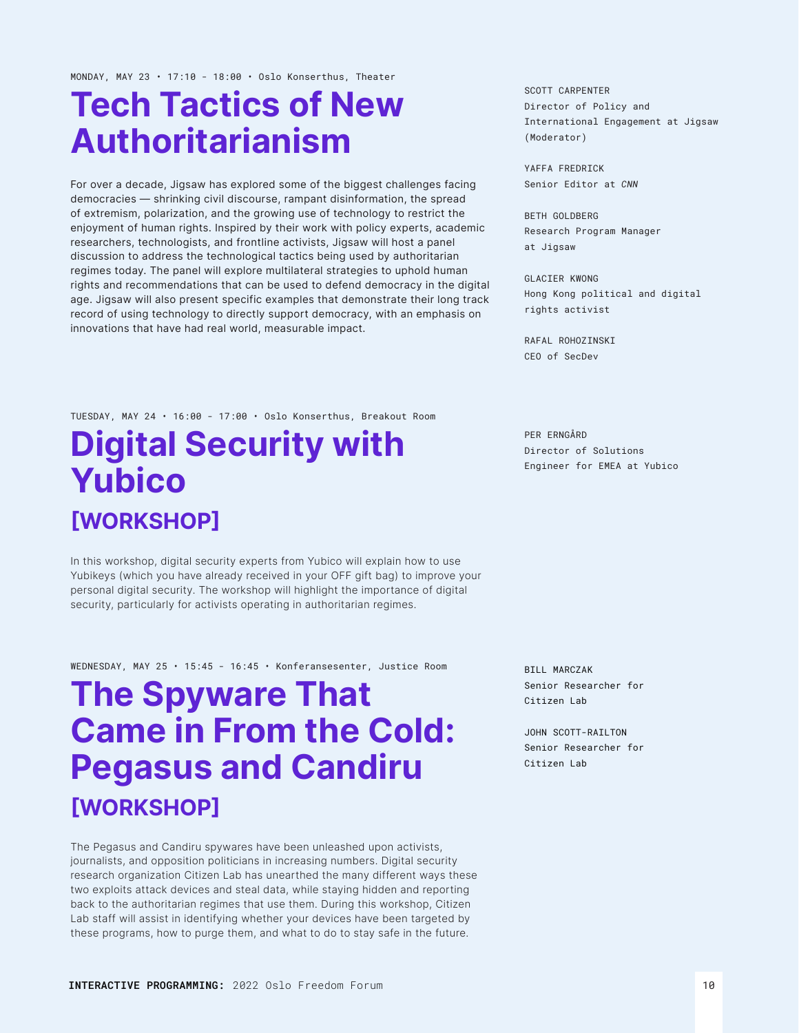MONDAY, MAY 23 • 17:10 - 18:00 • Oslo Konserthus, Theater

# Tech Tactics of New Authoritarianism

For over a decade, Jigsaw has explored some of the biggest challenges facing democracies — shrinking civil discourse, rampant disinformation, the spread of extremism, polarization, and the growing use of technology to restrict the enjoyment of human rights. Inspired by their work with policy experts, academic researchers, technologists, and frontline activists, Jigsaw will host a panel discussion to address the technological tactics being used by authoritarian regimes today. The panel will explore multilateral strategies to uphold human rights and recommendations that can be used to defend democracy in the digital age. Jigsaw will also present specific examples that demonstrate their long track record of using technology to directly support democracy, with an emphasis on innovations that have had real world, measurable impact.

SCOTT CARPENTER
Director of Policy and International Engagement at Jigsaw (Moderator)

YAFFA FREDRICK
Senior Editor at *CNN*

BETH GOLDBERG
Research Program Manager at Jigsaw

GLACIER KWONG
Hong Kong political and digital rights activist

RAFAL ROHOZINSKI
CEO of SecDev

TUESDAY, MAY 24 • 16:00 - 17:00 • Oslo Konserthus, Breakout Room

# Digital Security with Yubico

## [WORKSHOP]

In this workshop, digital security experts from Yubico will explain how to use Yubikeys (which you have already received in your OFF gift bag) to improve your personal digital security. The workshop will highlight the importance of digital security, particularly for activists operating in authoritarian regimes.

PER ERNGÅRD
Director of Solutions Engineer for EMEA at Yubico

WEDNESDAY, MAY 25 • 15:45 - 16:45 • Konferansesenter, Justice Room

# The Spyware That Came in From the Cold: Pegasus and Candiru

## [WORKSHOP]

The Pegasus and Candiru spywares have been unleashed upon activists, journalists, and opposition politicians in increasing numbers. Digital security research organization Citizen Lab has unearthed the many different ways these two exploits attack devices and steal data, while staying hidden and reporting back to the authoritarian regimes that use them. During this workshop, Citizen Lab staff will assist in identifying whether your devices have been targeted by these programs, how to purge them, and what to do to stay safe in the future.

BILL MARCZAK
Senior Researcher for Citizen Lab

JOHN SCOTT-RAILTON
Senior Researcher for Citizen Lab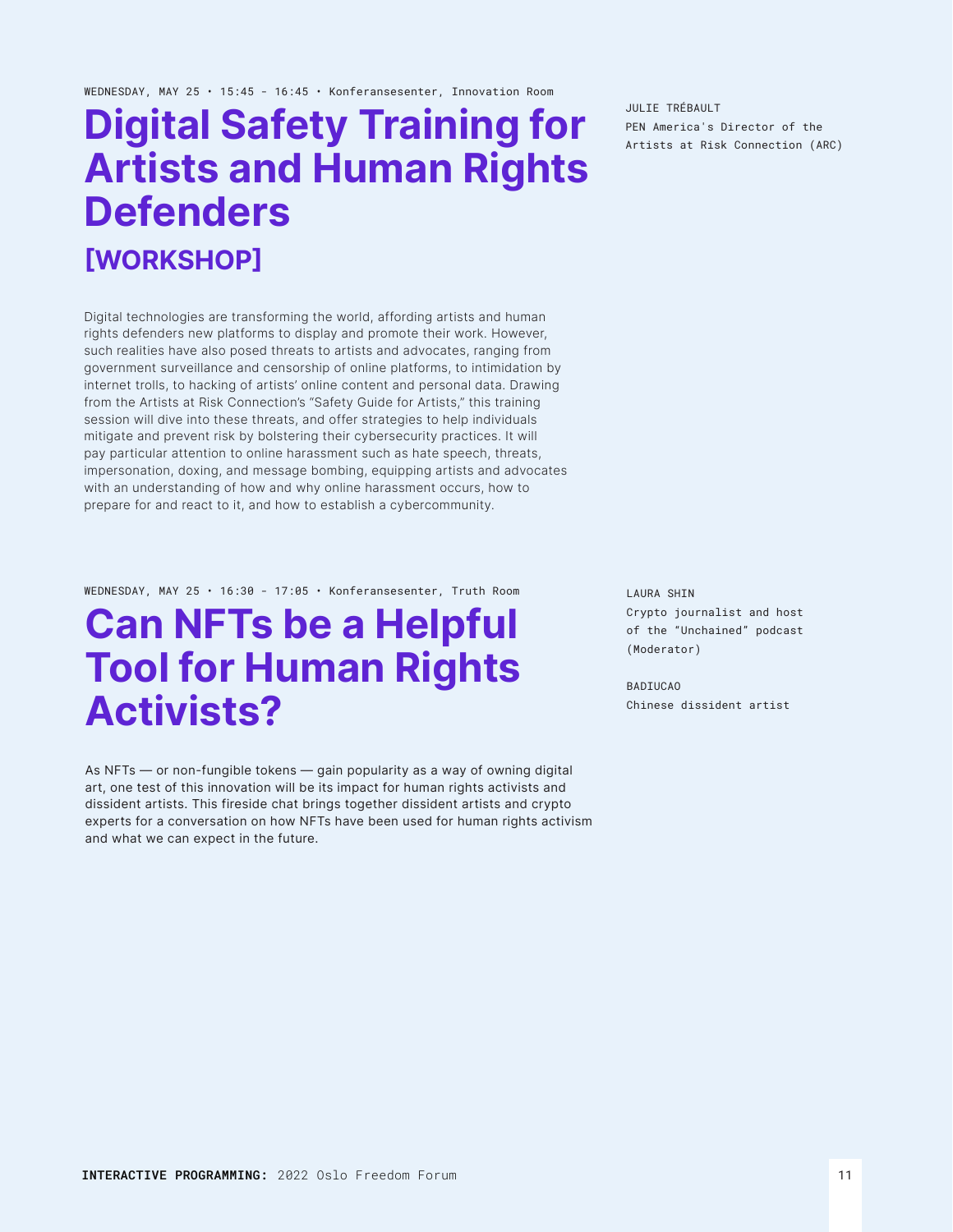WEDNESDAY, MAY 25 • 15:45 - 16:45 • Konferansesenter, Innovation Room

# Digital Safety Training for Artists and Human Rights Defenders

## [WORKSHOP]

JULIE TRÉBAULT
PEN America's Director of the Artists at Risk Connection (ARC)

Digital technologies are transforming the world, affording artists and human rights defenders new platforms to display and promote their work. However, such realities have also posed threats to artists and advocates, ranging from government surveillance and censorship of online platforms, to intimidation by internet trolls, to hacking of artists' online content and personal data. Drawing from the Artists at Risk Connection's "Safety Guide for Artists," this training session will dive into these threats, and offer strategies to help individuals mitigate and prevent risk by bolstering their cybersecurity practices. It will pay particular attention to online harassment such as hate speech, threats, impersonation, doxing, and message bombing, equipping artists and advocates with an understanding of how and why online harassment occurs, how to prepare for and react to it, and how to establish a cybercommunity.

WEDNESDAY, MAY 25 • 16:30 - 17:05 • Konferansesenter, Truth Room

# Can NFTs be a Helpful Tool for Human Rights Activists?

LAURA SHIN
Crypto journalist and host of the "Unchained" podcast (Moderator)

BADIUCAO
Chinese dissident artist

As NFTs — or non-fungible tokens — gain popularity as a way of owning digital art, one test of this innovation will be its impact for human rights activists and dissident artists. This fireside chat brings together dissident artists and crypto experts for a conversation on how NFTs have been used for human rights activism and what we can expect in the future.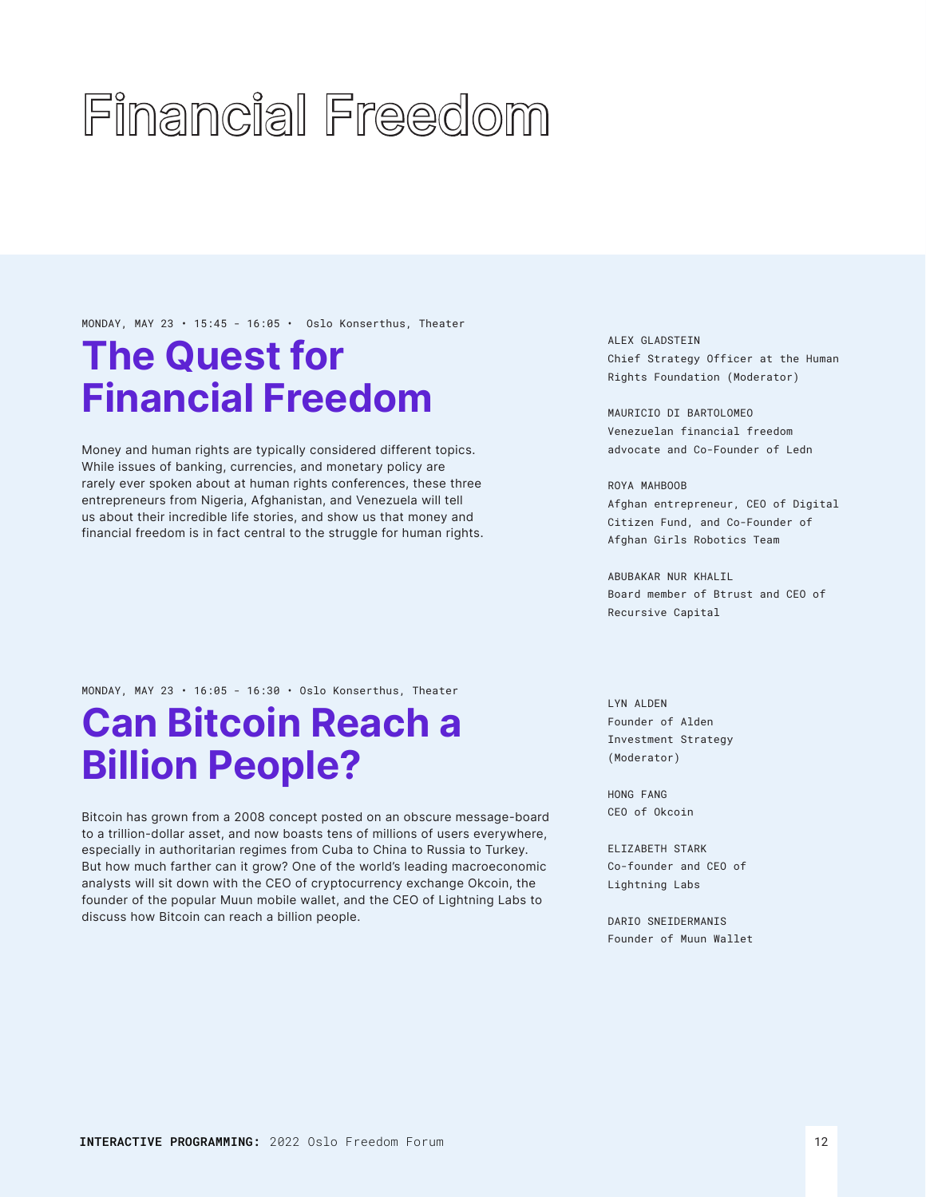# Financial Freedom

MONDAY, MAY 23 • 15:45 - 16:05 • Oslo Konserthus, Theater

## The Quest for Financial Freedom

Money and human rights are typically considered different topics. While issues of banking, currencies, and monetary policy are rarely ever spoken about at human rights conferences, these three entrepreneurs from Nigeria, Afghanistan, and Venezuela will tell us about their incredible life stories, and show us that money and financial freedom is in fact central to the struggle for human rights.

ALEX GLADSTEIN
Chief Strategy Officer at the Human Rights Foundation (Moderator)

MAURICIO DI BARTOLOMEO
Venezuelan financial freedom advocate and Co-Founder of Ledn

ROYA MAHBOOB
Afghan entrepreneur, CEO of Digital Citizen Fund, and Co-Founder of Afghan Girls Robotics Team

ABUBAKAR NUR KHALIL
Board member of Btrust and CEO of Recursive Capital

MONDAY, MAY 23 • 16:05 - 16:30 • Oslo Konserthus, Theater

## Can Bitcoin Reach a Billion People?

Bitcoin has grown from a 2008 concept posted on an obscure message-board to a trillion-dollar asset, and now boasts tens of millions of users everywhere, especially in authoritarian regimes from Cuba to China to Russia to Turkey. But how much farther can it grow? One of the world's leading macroeconomic analysts will sit down with the CEO of cryptocurrency exchange Okcoin, the founder of the popular Muun mobile wallet, and the CEO of Lightning Labs to discuss how Bitcoin can reach a billion people.

LYN ALDEN
Founder of Alden Investment Strategy (Moderator)

HONG FANG
CEO of Okcoin

ELIZABETH STARK
Co-founder and CEO of Lightning Labs

DARIO SNEIDERMANIS
Founder of Muun Wallet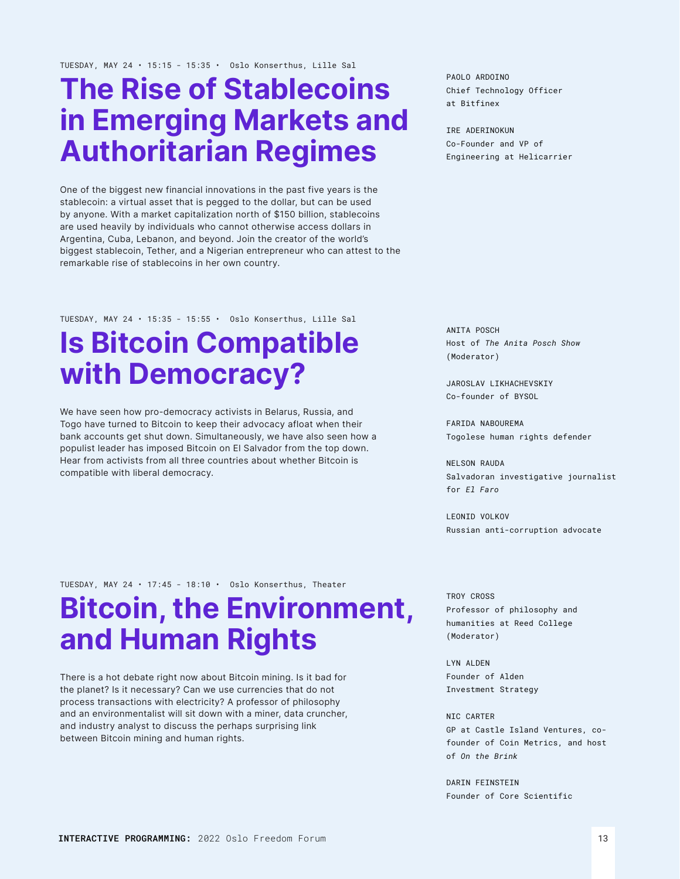TUESDAY, MAY 24 • 15:15 - 15:35 • Oslo Konserthus, Lille Sal

# The Rise of Stablecoins in Emerging Markets and Authoritarian Regimes

PAOLO ARDOINO
Chief Technology Officer at Bitfinex

IRE ADERINOKUN
Co-Founder and VP of Engineering at Helicarrier

One of the biggest new financial innovations in the past five years is the stablecoin: a virtual asset that is pegged to the dollar, but can be used by anyone. With a market capitalization north of $150 billion, stablecoins are used heavily by individuals who cannot otherwise access dollars in Argentina, Cuba, Lebanon, and beyond. Join the creator of the world's biggest stablecoin, Tether, and a Nigerian entrepreneur who can attest to the remarkable rise of stablecoins in her own country.

TUESDAY, MAY 24 • 15:35 - 15:55 • Oslo Konserthus, Lille Sal

# Is Bitcoin Compatible with Democracy?

ANITA POSCH
Host of *The Anita Posch Show* (Moderator)

JAROSLAV LIKHACHEVSKIY
Co-founder of BYSOL

FARIDA NABOUREMA
Togolese human rights defender

NELSON RAUDA
Salvadoran investigative journalist for *El Faro*

LEONID VOLKOV
Russian anti-corruption advocate

We have seen how pro-democracy activists in Belarus, Russia, and Togo have turned to Bitcoin to keep their advocacy afloat when their bank accounts get shut down. Simultaneously, we have also seen how a populist leader has imposed Bitcoin on El Salvador from the top down. Hear from activists from all three countries about whether Bitcoin is compatible with liberal democracy.

TUESDAY, MAY 24 • 17:45 - 18:10 • Oslo Konserthus, Theater

# Bitcoin, the Environment, and Human Rights

TROY CROSS
Professor of philosophy and humanities at Reed College (Moderator)

LYN ALDEN
Founder of Alden Investment Strategy

NIC CARTER
GP at Castle Island Ventures, co-founder of Coin Metrics, and host of *On the Brink*

DARIN FEINSTEIN
Founder of Core Scientific

There is a hot debate right now about Bitcoin mining. Is it bad for the planet? Is it necessary? Can we use currencies that do not process transactions with electricity? A professor of philosophy and an environmentalist will sit down with a miner, data cruncher, and industry analyst to discuss the perhaps surprising link between Bitcoin mining and human rights.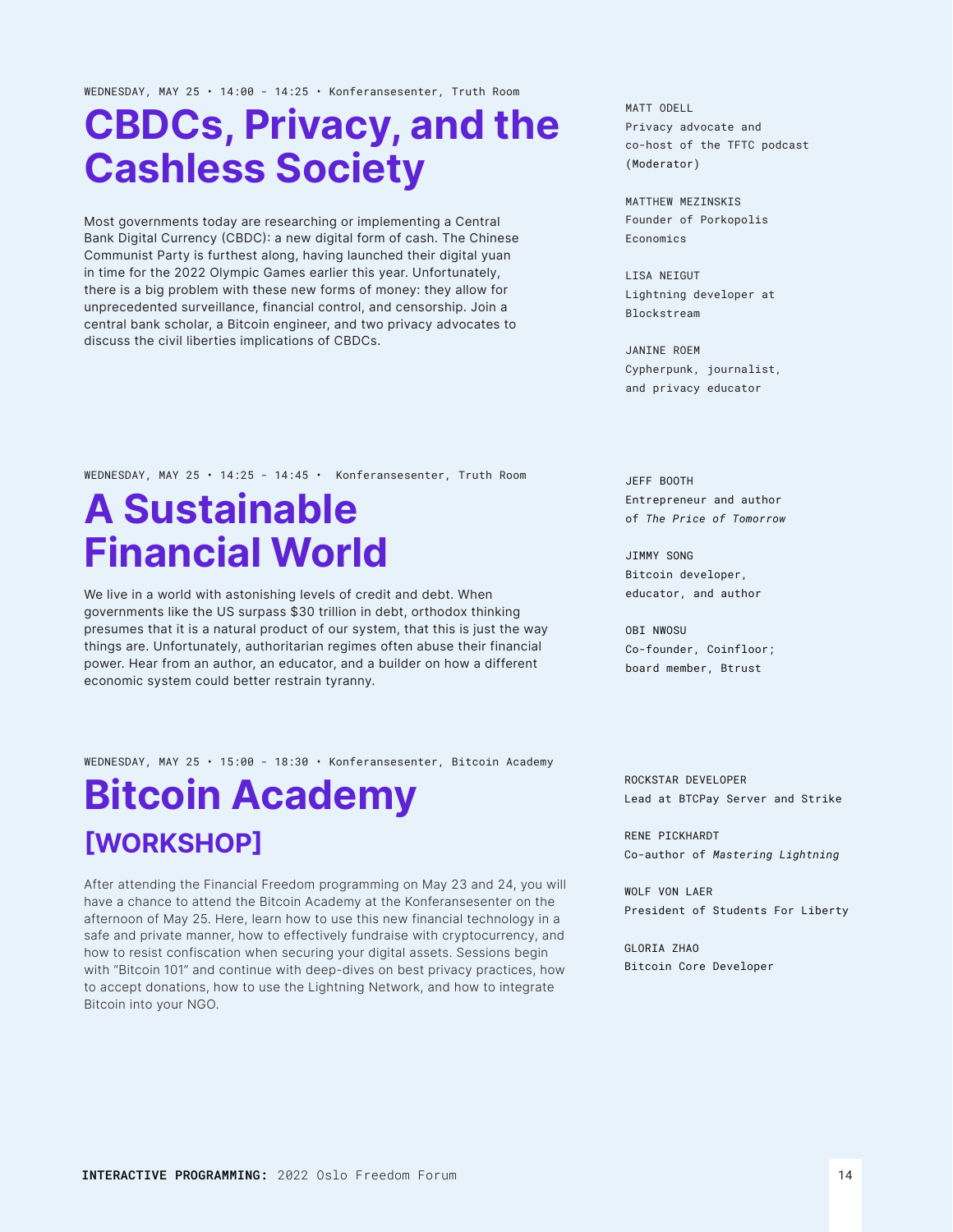WEDNESDAY, MAY 25 • 14:00 - 14:25 • Konferansesenter, Truth Room

# CBDCs, Privacy, and the Cashless Society

Most governments today are researching or implementing a Central Bank Digital Currency (CBDC): a new digital form of cash. The Chinese Communist Party is furthest along, having launched their digital yuan in time for the 2022 Olympic Games earlier this year. Unfortunately, there is a big problem with these new forms of money: they allow for unprecedented surveillance, financial control, and censorship. Join a central bank scholar, a Bitcoin engineer, and two privacy advocates to discuss the civil liberties implications of CBDCs.

MATT ODELL
Privacy advocate and co-host of the TFTC podcast (Moderator)

MATTHEW MEZINSKIS
Founder of Porkopolis Economics

LISA NEIGUT
Lightning developer at Blockstream

JANINE ROEM
Cypherpunk, journalist, and privacy educator

WEDNESDAY, MAY 25 • 14:25 - 14:45 • Konferansesenter, Truth Room

# A Sustainable Financial World

We live in a world with astonishing levels of credit and debt. When governments like the US surpass $30 trillion in debt, orthodox thinking presumes that it is a natural product of our system, that this is just the way things are. Unfortunately, authoritarian regimes often abuse their financial power. Hear from an author, an educator, and a builder on how a different economic system could better restrain tyranny.

JEFF BOOTH
Entrepreneur and author of *The Price of Tomorrow*

JIMMY SONG
Bitcoin developer, educator, and author

OBI NWOSU
Co-founder, Coinfloor; board member, Btrust

WEDNESDAY, MAY 25 • 15:00 - 18:30 • Konferansesenter, Bitcoin Academy

# Bitcoin Academy

## [WORKSHOP]

After attending the Financial Freedom programming on May 23 and 24, you will have a chance to attend the Bitcoin Academy at the Konferansesenter on the afternoon of May 25. Here, learn how to use this new financial technology in a safe and private manner, how to effectively fundraise with cryptocurrency, and how to resist confiscation when securing your digital assets. Sessions begin with "Bitcoin 101" and continue with deep-dives on best privacy practices, how to accept donations, how to use the Lightning Network, and how to integrate Bitcoin into your NGO.

ROCKSTAR DEVELOPER
Lead at BTCPay Server and Strike

RENE PICKHARDT
Co-author of *Mastering Lightning*

WOLF VON LAER
President of Students For Liberty

GLORIA ZHAO
Bitcoin Core Developer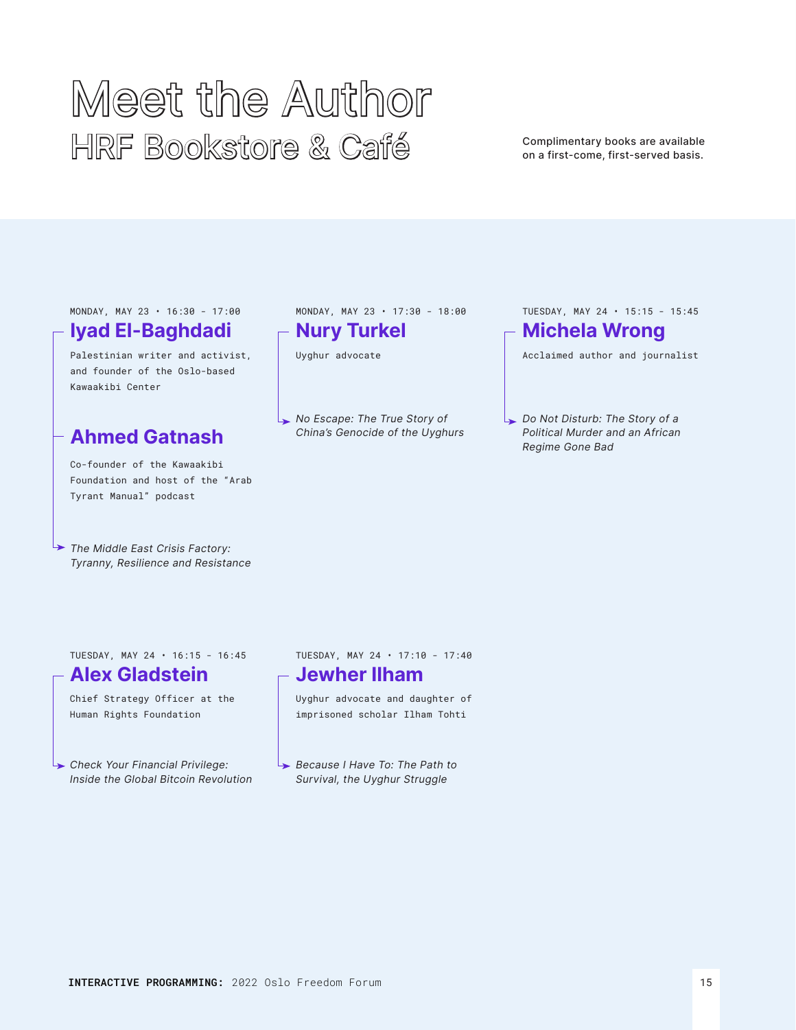# Meet the Author

## HRF Bookstore & Café

Complimentary books are available on a first-come, first-served basis.

MONDAY, MAY 23 • 16:30 - 17:00

### Iyad El-Baghdadi

Palestinian writer and activist, and founder of the Oslo-based Kawaakibi Center

### Ahmed Gatnash

Co-founder of the Kawaakibi Foundation and host of the "Arab Tyrant Manual" podcast

*The Middle East Crisis Factory: Tyranny, Resilience and Resistance*

MONDAY, MAY 23 • 17:30 - 18:00

### Nury Turkel

Uyghur advocate

*No Escape: The True Story of China's Genocide of the Uyghurs*

TUESDAY, MAY 24 • 15:15 - 15:45

### Michela Wrong

Acclaimed author and journalist

*Do Not Disturb: The Story of a Political Murder and an African Regime Gone Bad*

TUESDAY, MAY 24 • 16:15 - 16:45

### Alex Gladstein

Chief Strategy Officer at the Human Rights Foundation

*Check Your Financial Privilege: Inside the Global Bitcoin Revolution*

TUESDAY, MAY 24 • 17:10 - 17:40

### Jewher Ilham

Uyghur advocate and daughter of imprisoned scholar Ilham Tohti

*Because I Have To: The Path to Survival, the Uyghur Struggle*